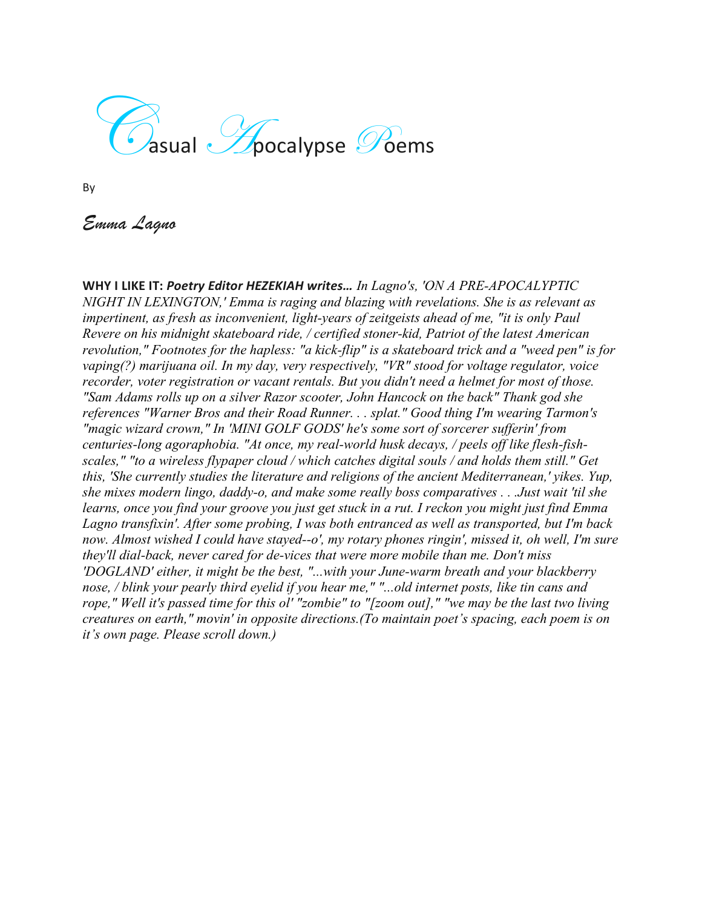# Casual Apocalypse Poems

By

*Emma Lagno*

**WHY I LIKE IT:** ***Poetry Editor HEZEKIAH writes…*** *In Lagno's, 'ON A PRE-APOCALYPTIC NIGHT IN LEXINGTON,' Emma is raging and blazing with revelations. She is as relevant as impertinent, as fresh as inconvenient, light-years of zeitgeists ahead of me, "it is only Paul Revere on his midnight skateboard ride, / certified stoner-kid, Patriot of the latest American revolution," Footnotes for the hapless: "a kick-flip" is a skateboard trick and a "weed pen" is for vaping(?) marijuana oil. In my day, very respectively, "VR" stood for voltage regulator, voice recorder, voter registration or vacant rentals. But you didn't need a helmet for most of those. "Sam Adams rolls up on a silver Razor scooter, John Hancock on the back" Thank god she references "Warner Bros and their Road Runner. . . splat." Good thing I'm wearing Tarmon's "magic wizard crown," In 'MINI GOLF GODS' he's some sort of sorcerer sufferin' from centuries-long agoraphobia. "At once, my real-world husk decays, / peels off like flesh-fish-scales," "to a wireless flypaper cloud / which catches digital souls / and holds them still." Get this, 'She currently studies the literature and religions of the ancient Mediterranean,' yikes. Yup, she mixes modern lingo, daddy-o, and make some really boss comparatives . . .Just wait 'til she learns, once you find your groove you just get stuck in a rut. I reckon you might just find Emma Lagno transfixin'. After some probing, I was both entranced as well as transported, but I'm back now. Almost wished I could have stayed--o', my rotary phones ringin', missed it, oh well, I'm sure they'll dial-back, never cared for de-vices that were more mobile than me. Don't miss 'DOGLAND' either, it might be the best, "...with your June-warm breath and your blackberry nose, / blink your pearly third eyelid if you hear me," "...old internet posts, like tin cans and rope," Well it's passed time for this ol' "zombie" to "[zoom out]," "we may be the last two living creatures on earth," movin' in opposite directions.(To maintain poet's spacing, each poem is on it's own page. Please scroll down.)*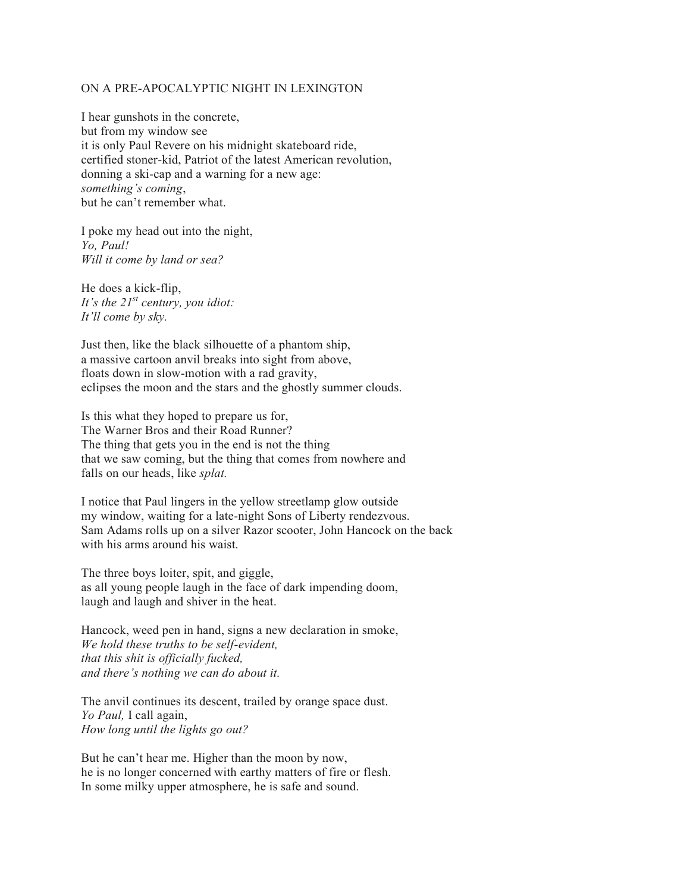ON A PRE-APOCALYPTIC NIGHT IN LEXINGTON

I hear gunshots in the concrete,  
but from my window see  
it is only Paul Revere on his midnight skateboard ride,  
certified stoner-kid, Patriot of the latest American revolution,  
donning a ski-cap and a warning for a new age:  
*something's coming*,  
but he can't remember what.

I poke my head out into the night,  
*Yo, Paul!*  
*Will it come by land or sea?*

He does a kick-flip,  
*It's the 21st century, you idiot:*  
*It'll come by sky.*

Just then, like the black silhouette of a phantom ship,  
a massive cartoon anvil breaks into sight from above,  
floats down in slow-motion with a rad gravity,  
eclipses the moon and the stars and the ghostly summer clouds.

Is this what they hoped to prepare us for,  
The Warner Bros and their Road Runner?  
The thing that gets you in the end is not the thing  
that we saw coming, but the thing that comes from nowhere and  
falls on our heads, like *splat.*

I notice that Paul lingers in the yellow streetlamp glow outside  
my window, waiting for a late-night Sons of Liberty rendezvous.  
Sam Adams rolls up on a silver Razor scooter, John Hancock on the back  
with his arms around his waist.

The three boys loiter, spit, and giggle,  
as all young people laugh in the face of dark impending doom,  
laugh and laugh and shiver in the heat.

Hancock, weed pen in hand, signs a new declaration in smoke,  
*We hold these truths to be self-evident,*  
*that this shit is officially fucked,*  
*and there's nothing we can do about it.*

The anvil continues its descent, trailed by orange space dust.  
*Yo Paul,* I call again,  
*How long until the lights go out?*

But he can't hear me. Higher than the moon by now,  
he is no longer concerned with earthy matters of fire or flesh.  
In some milky upper atmosphere, he is safe and sound.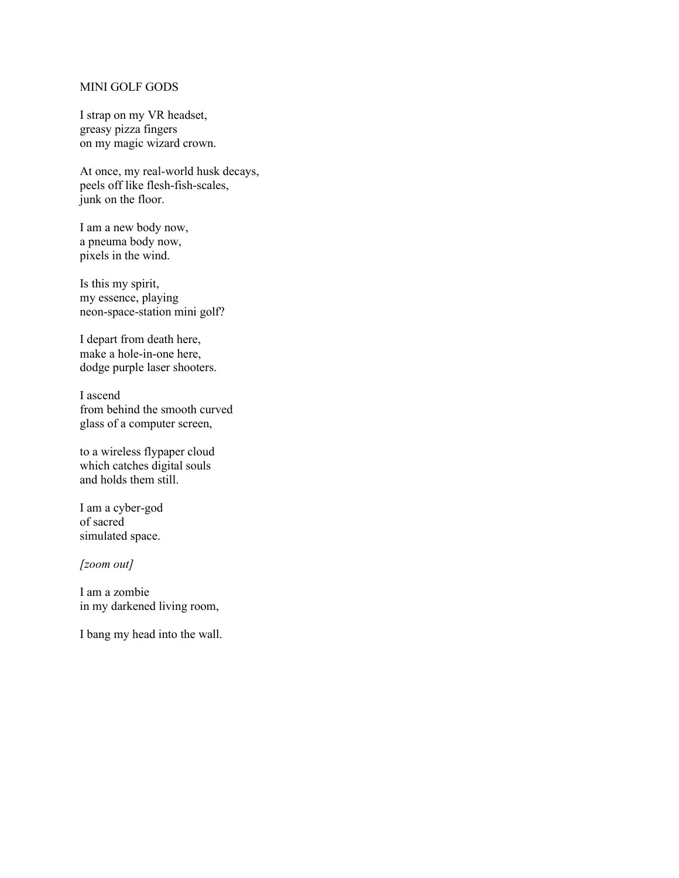# MINI GOLF GODS

I strap on my VR headset,  
greasy pizza fingers  
on my magic wizard crown.

At once, my real-world husk decays,  
peels off like flesh-fish-scales,  
junk on the floor.

I am a new body now,  
a pneuma body now,  
pixels in the wind.

Is this my spirit,  
my essence, playing  
neon-space-station mini golf?

I depart from death here,  
make a hole-in-one here,  
dodge purple laser shooters.

I ascend  
from behind the smooth curved  
glass of a computer screen,

to a wireless flypaper cloud  
which catches digital souls  
and holds them still.

I am a cyber-god  
of sacred  
simulated space.

*[zoom out]*

I am a zombie  
in my darkened living room,

I bang my head into the wall.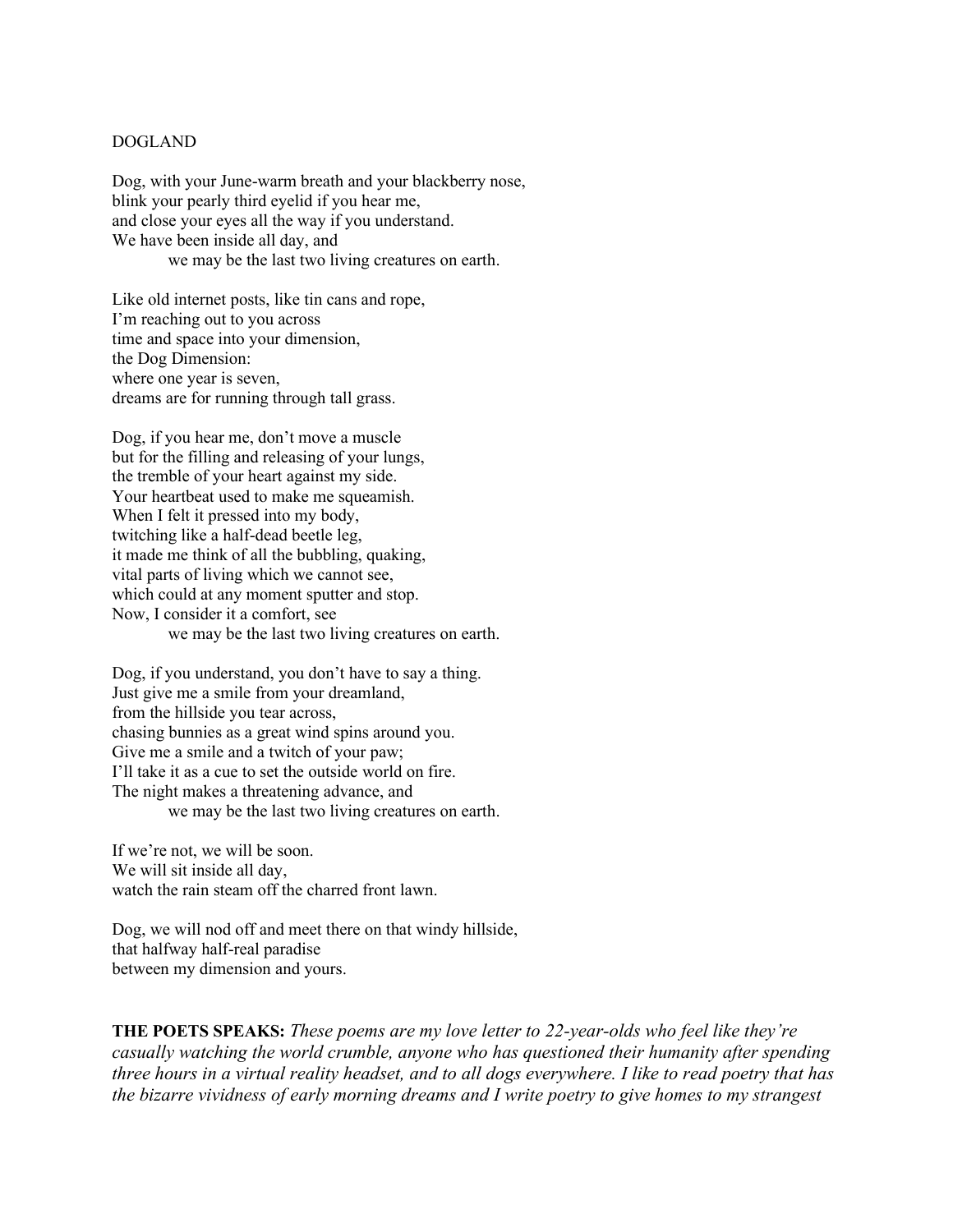DOGLAND

Dog, with your June-warm breath and your blackberry nose,
blink your pearly third eyelid if you hear me,
and close your eyes all the way if you understand.
We have been inside all day, and
&emsp;&emsp;&emsp;&emsp;we may be the last two living creatures on earth.

Like old internet posts, like tin cans and rope,
I'm reaching out to you across
time and space into your dimension,
the Dog Dimension:
where one year is seven,
dreams are for running through tall grass.

Dog, if you hear me, don't move a muscle
but for the filling and releasing of your lungs,
the tremble of your heart against my side.
Your heartbeat used to make me squeamish.
When I felt it pressed into my body,
twitching like a half-dead beetle leg,
it made me think of all the bubbling, quaking,
vital parts of living which we cannot see,
which could at any moment sputter and stop.
Now, I consider it a comfort, see
&emsp;&emsp;&emsp;&emsp;we may be the last two living creatures on earth.

Dog, if you understand, you don't have to say a thing.
Just give me a smile from your dreamland,
from the hillside you tear across,
chasing bunnies as a great wind spins around you.
Give me a smile and a twitch of your paw;
I'll take it as a cue to set the outside world on fire.
The night makes a threatening advance, and
&emsp;&emsp;&emsp;&emsp;we may be the last two living creatures on earth.

If we're not, we will be soon.
We will sit inside all day,
watch the rain steam off the charred front lawn.

Dog, we will nod off and meet there on that windy hillside,
that halfway half-real paradise
between my dimension and yours.

**THE POETS SPEAKS:** *These poems are my love letter to 22-year-olds who feel like they're casually watching the world crumble, anyone who has questioned their humanity after spending three hours in a virtual reality headset, and to all dogs everywhere. I like to read poetry that has the bizarre vividness of early morning dreams and I write poetry to give homes to my strangest*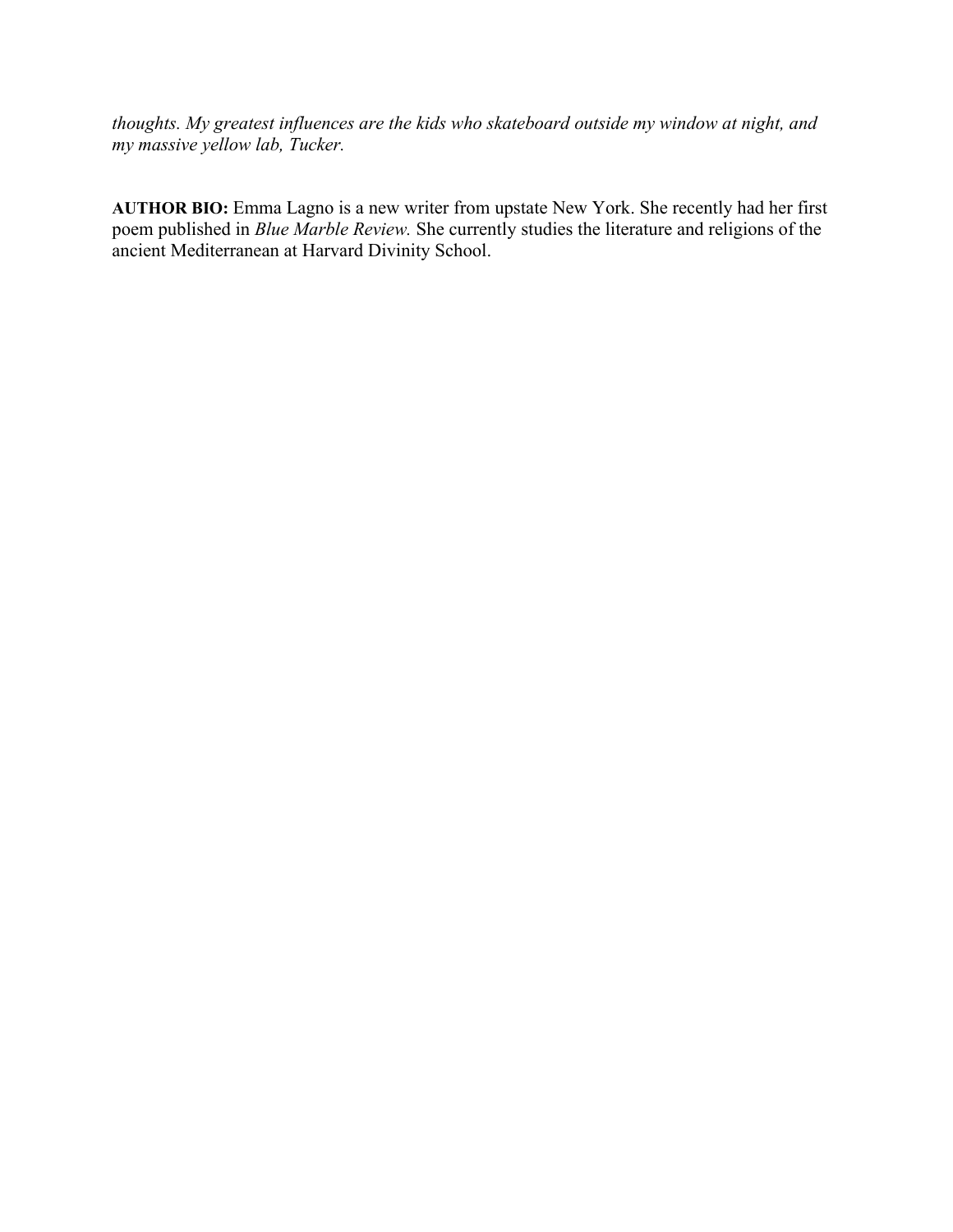*thoughts. My greatest influences are the kids who skateboard outside my window at night, and my massive yellow lab, Tucker.*

**AUTHOR BIO:** Emma Lagno is a new writer from upstate New York. She recently had her first poem published in *Blue Marble Review.* She currently studies the literature and religions of the ancient Mediterranean at Harvard Divinity School.